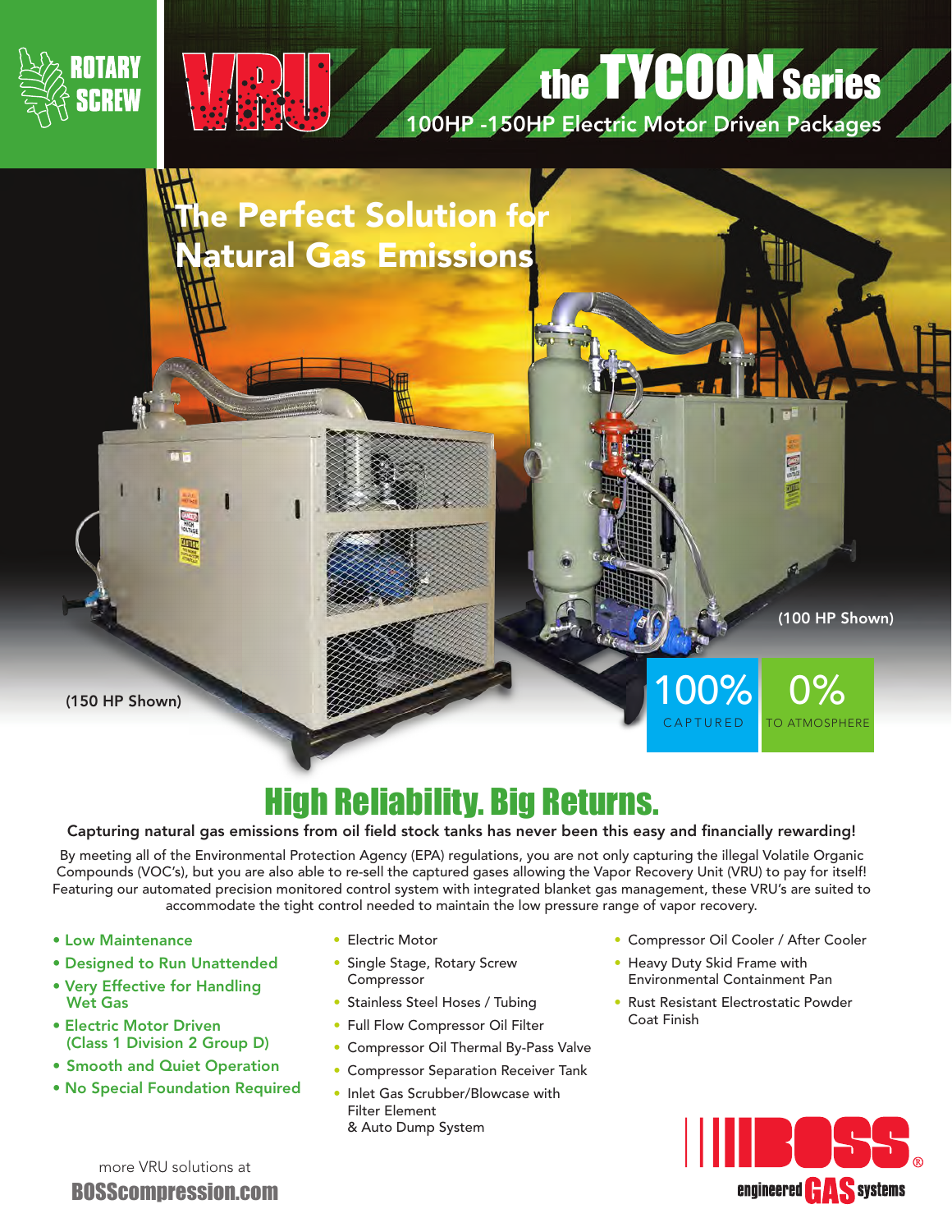ROTARY SCREW

VRU

# the TYCOON Series

100HP -150HP Electric Motor Driven Packages

## The Perfect Solution for Natural Gas Emissions

(150 HP Shown)

(100 HP Shown)

100% CAPTURED

0% TO ATMOSPHERE

## High Reliability. Big Returns.

**Capturing natural gas emissions from oil field stock tanks has never been this easy and financially rewarding!**

By meeting all of the Environmental Protection Agency (EPA) regulations, you are not only capturing the illegal Volatile Organic Compounds (VOC's), but you are also able to re-sell the captured gases allowing the Vapor Recovery Unit (VRU) to pay for itself! Featuring our automated precision monitored control system with integrated blanket gas management, these VRU's are suited to accommodate the tight control needed to maintain the low pressure range of vapor recovery.

- Low Maintenance
- Designed to Run Unattended
- Very Effective for Handling Wet Gas
- Electric Motor Driven (Class 1 Division 2 Group D)
- Smooth and Quiet Operation
- No Special Foundation Required

- Electric Motor
- Single Stage, Rotary Screw Compressor
- Stainless Steel Hoses / Tubing
- Full Flow Compressor Oil Filter
- Compressor Oil Thermal By-Pass Valve
- Compressor Separation Receiver Tank
- Inlet Gas Scrubber/Blowcase with Filter Element & Auto Dump System

- Compressor Oil Cooler / After Cooler
- Heavy Duty Skid Frame with Environmental Containment Pan
- Rust Resistant Electrostatic Powder Coat Finish

more VRU solutions at
**BOSScompression.com**

BOSS® engineered GAS systems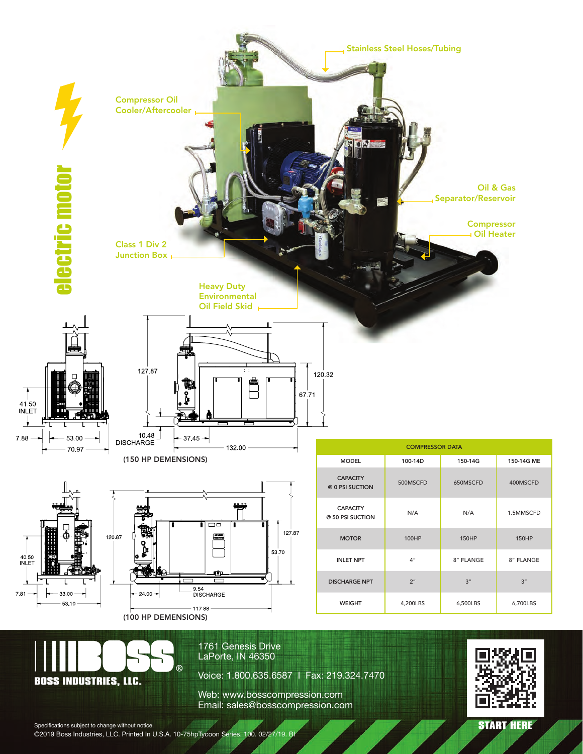electric motor

Stainless Steel Hoses/Tubing

Compressor Oil Cooler/Aftercooler

Oil & Gas Separator/Reservoir

Compressor Oil Heater

Class 1 Div 2 Junction Box

Heavy Duty Environmental Oil Field Skid

41.50
INLET
7.88
53.00
70.97
127.87
10.48
DISCHARGE
37.45
132.00
120.32
67.71

(150 HP DEMENSIONS)

40.50
INLET
7.81
33.00
53.10
120.87
24.00
9.54
DISCHARGE
117.88
127.87
53.70

(100 HP DEMENSIONS)

| COMPRESSOR DATA | | | |
|---|---|---|---|
| MODEL | 100-14D | 150-14G | 150-14G ME |
| CAPACITY @ 0 PSI SUCTION | 500MSCFD | 650MSCFD | 400MSCFD |
| CAPACITY @ 50 PSI SUCTION | N/A | N/A | 1.5MMSCFD |
| MOTOR | 100HP | 150HP | 150HP |
| INLET NPT | 4" | 8" FLANGE | 8" FLANGE |
| DISCHARGE NPT | 2" | 3" | 3" |
| WEIGHT | 4,200LBS | 6,500LBS | 6,700LBS |

BOSS®
BOSS INDUSTRIES, LLC.

1761 Genesis Drive
LaPorte, IN 46350

Voice: 1.800.635.6587 | Fax: 219.324.7470

Web: www.bosscompression.com
Email: sales@bosscompression.com

START HERE

Specifications subject to change without notice.
©2019 Boss Industries, LLC. Printed In U.S.A. 10-75hpTycoon Series. 100. 02/27/19. BI